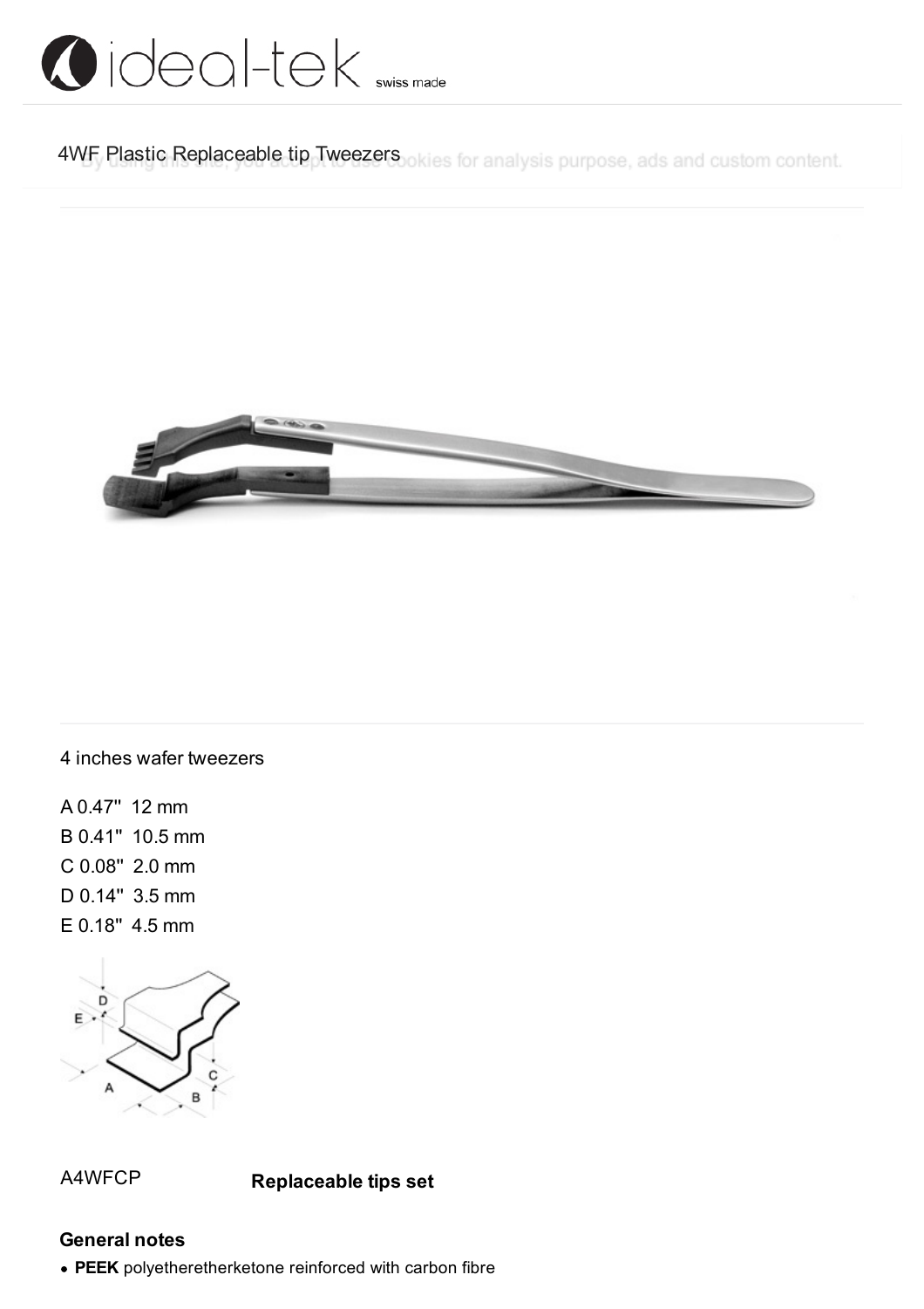# 4WF Plastic Replaceable tip Tweezers

4 inches wafer tweezers

A 0.47" 12 mm
B 0.41" 10.5 mm
C 0.08" 2.0 mm
D 0.14" 3.5 mm
E 0.18" 4.5 mm

A4WFCP **Replaceable tips set**

## General notes

- **PEEK** polyetheretherketone reinforced with carbon fibre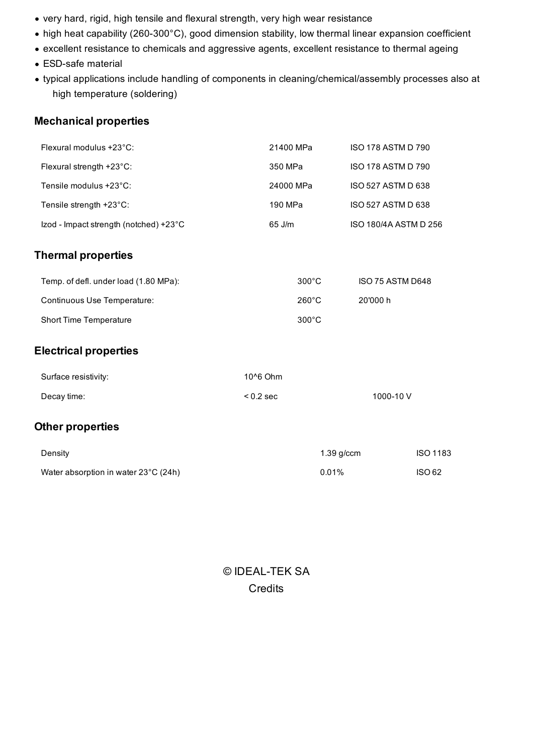- very hard, rigid, high tensile and flexural strength, very high wear resistance
- high heat capability (260-300°C), good dimension stability, low thermal linear expansion coefficient
- excellent resistance to chemicals and aggressive agents, excellent resistance to thermal ageing
- ESD-safe material
- typical applications include handling of components in cleaning/chemical/assembly processes also at high temperature (soldering)

## Mechanical properties

| | | |
|---|---|---|
| Flexural modulus +23°C: | 21400 MPa | ISO 178 ASTM D 790 |
| Flexural strength +23°C: | 350 MPa | ISO 178 ASTM D 790 |
| Tensile modulus +23°C: | 24000 MPa | ISO 527 ASTM D 638 |
| Tensile strength +23°C: | 190 MPa | ISO 527 ASTM D 638 |
| Izod - Impact strength (notched) +23°C | 65 J/m | ISO 180/4A ASTM D 256 |

## Thermal properties

| | | |
|---|---|---|
| Temp. of defl. under load (1.80 MPa): | 300°C | ISO 75 ASTM D648 |
| Continuous Use Temperature: | 260°C | 20'000 h |
| Short Time Temperature | 300°C | |

## Electrical properties

| | | |
|---|---|---|
| Surface resistivity: | 10^6 Ohm | |
| Decay time: | < 0.2 sec | 1000-10 V |

## Other properties

| | | |
|---|---|---|
| Density | 1.39 g/ccm | ISO 1183 |
| Water absorption in water 23°C (24h) | 0.01% | ISO 62 |

© IDEAL-TEK SA

Credits